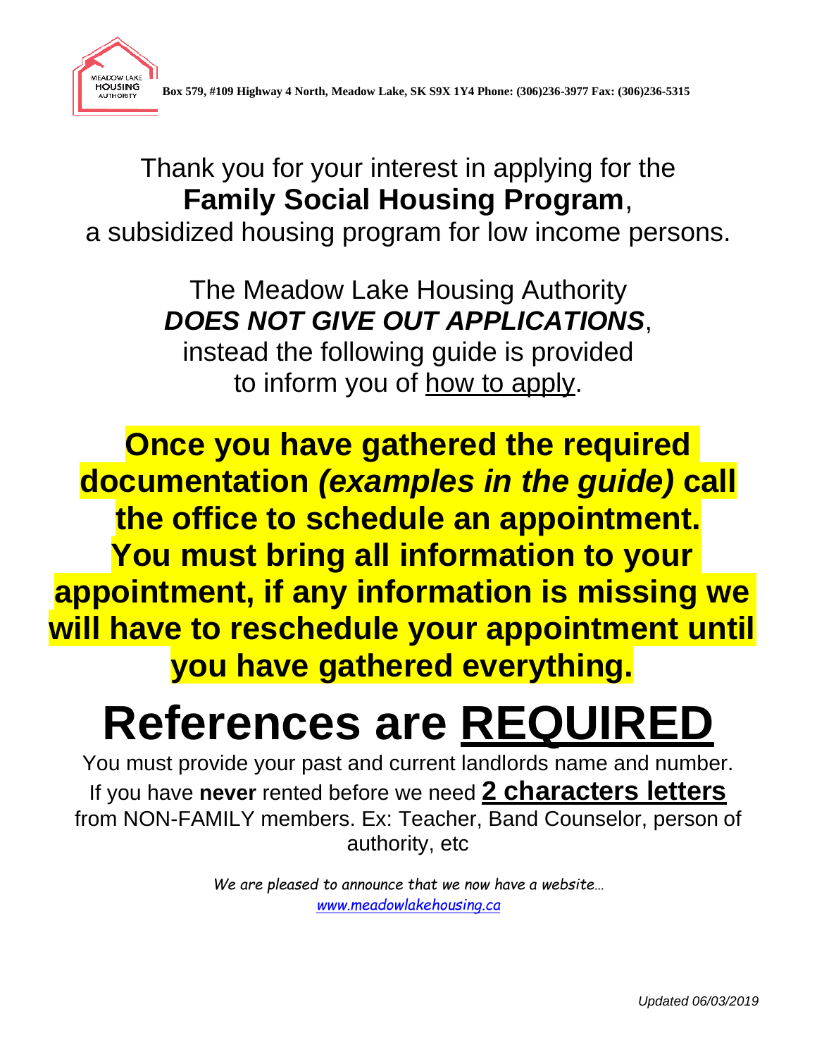MEADOW LAKE **HOUSING** AUTHORITY

**Box 579, #109 Highway 4 North, Meadow Lake, SK S9X 1Y4 Phone: (306)236-3977 Fax: (306)236-5315**

Thank you for your interest in applying for the
**Family Social Housing Program**,
a subsidized housing program for low income persons.

The Meadow Lake Housing Authority
***DOES NOT GIVE OUT APPLICATIONS***,
instead the following guide is provided
to inform you of how to apply.

**Once you have gathered the required documentation *(examples in the guide)* call the office to schedule an appointment. You must bring all information to your appointment, if any information is missing we will have to reschedule your appointment until you have gathered everything.**

# References are REQUIRED

You must provide your past and current landlords name and number.
If you have **never** rented before we need **2 characters letters**
from NON-FAMILY members. Ex: Teacher, Band Counselor, person of authority, etc

*We are pleased to announce that we now have a website…*
*www.meadowlakehousing.ca*

*Updated 06/03/2019*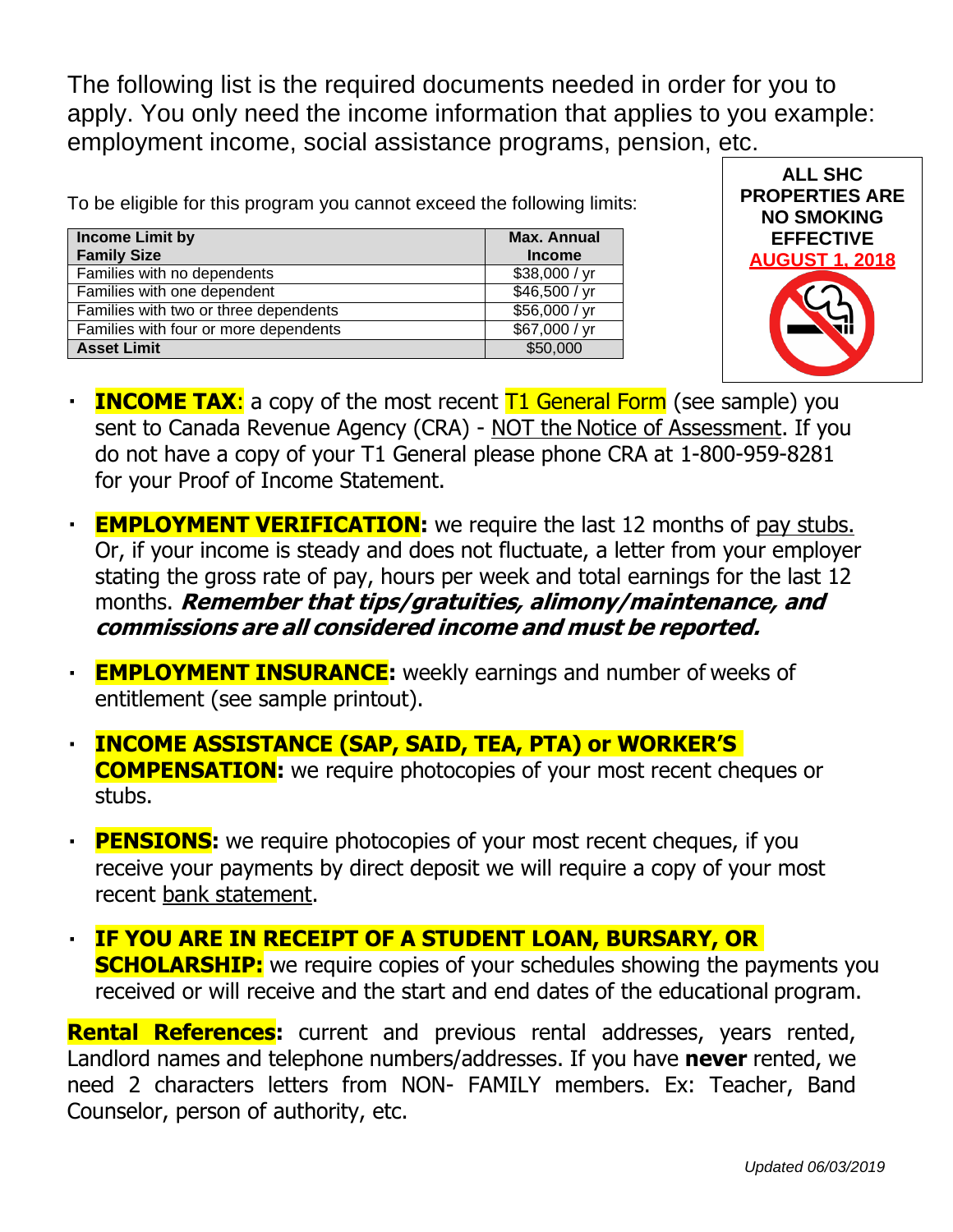The following list is the required documents needed in order for you to apply. You only need the income information that applies to you example: employment income, social assistance programs, pension, etc.

To be eligible for this program you cannot exceed the following limits:

| Income Limit by Family Size | Max. Annual Income |
|---|---|
| Families with no dependents | $38,000 / yr |
| Families with one dependent | $46,500 / yr |
| Families with two or three dependents | $56,000 / yr |
| Families with four or more dependents | $67,000 / yr |
| **Asset Limit** | $50,000 |

**ALL SHC PROPERTIES ARE NO SMOKING EFFECTIVE AUGUST 1, 2018**

- **INCOME TAX**: a copy of the most recent T1 General Form (see sample) you sent to Canada Revenue Agency (CRA) - NOT the Notice of Assessment. If you do not have a copy of your T1 General please phone CRA at 1-800-959-8281 for your Proof of Income Statement.

- **EMPLOYMENT VERIFICATION:** we require the last 12 months of pay stubs. Or, if your income is steady and does not fluctuate, a letter from your employer stating the gross rate of pay, hours per week and total earnings for the last 12 months. ***Remember that tips/gratuities, alimony/maintenance, and commissions are all considered income and must be reported.***

- **EMPLOYMENT INSURANCE:** weekly earnings and number of weeks of entitlement (see sample printout).

- **INCOME ASSISTANCE (SAP, SAID, TEA, PTA) or WORKER'S COMPENSATION:** we require photocopies of your most recent cheques or stubs.

- **PENSIONS:** we require photocopies of your most recent cheques, if you receive your payments by direct deposit we will require a copy of your most recent bank statement.

- **IF YOU ARE IN RECEIPT OF A STUDENT LOAN, BURSARY, OR SCHOLARSHIP:** we require copies of your schedules showing the payments you received or will receive and the start and end dates of the educational program.

**Rental References:** current and previous rental addresses, years rented, Landlord names and telephone numbers/addresses. If you have **never** rented, we need 2 characters letters from NON- FAMILY members. Ex: Teacher, Band Counselor, person of authority, etc.

*Updated 06/03/2019*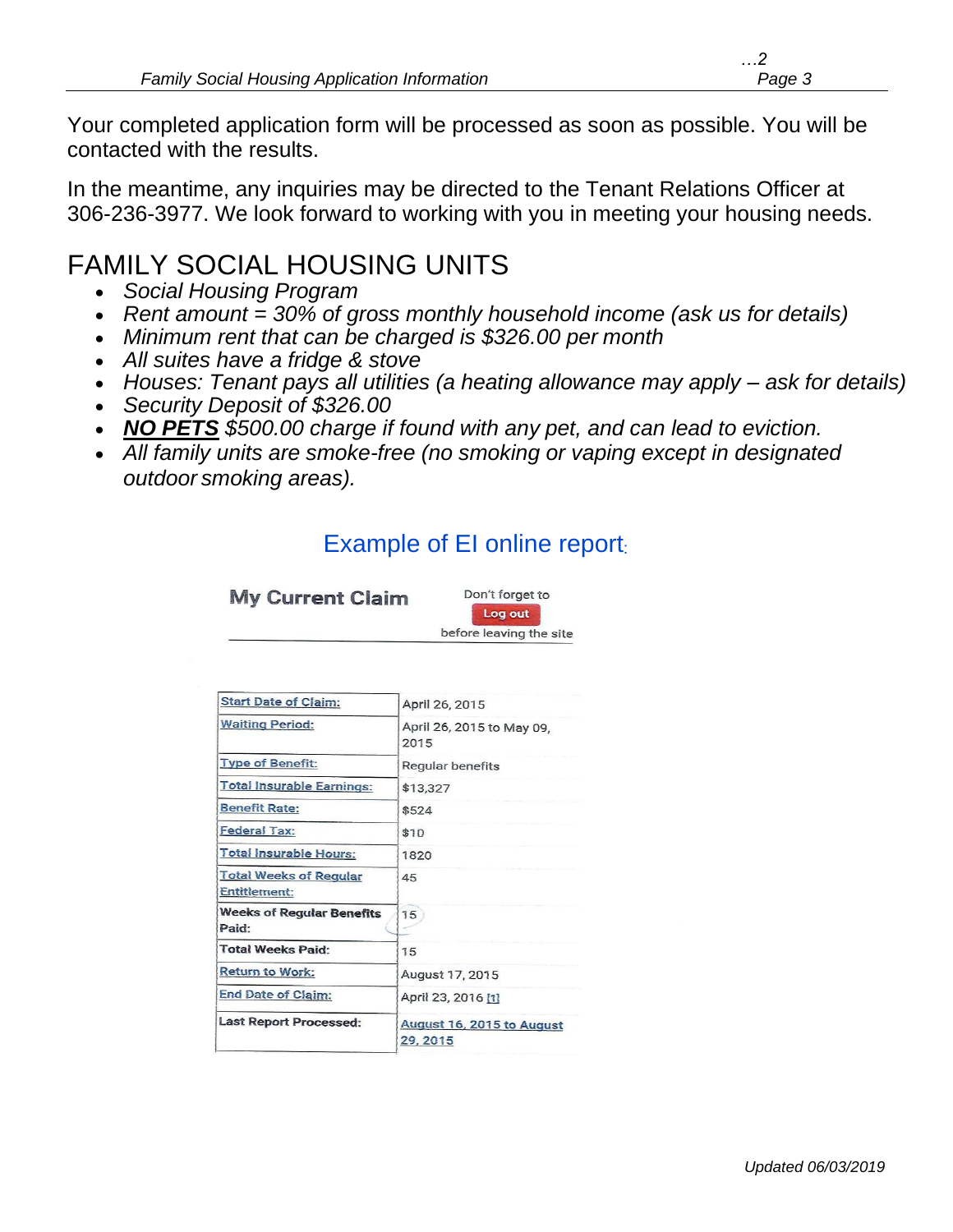Your completed application form will be processed as soon as possible. You will be contacted with the results.

In the meantime, any inquiries may be directed to the Tenant Relations Officer at 306-236-3977. We look forward to working with you in meeting your housing needs.

# FAMILY SOCIAL HOUSING UNITS

- *Social Housing Program*
- *Rent amount = 30% of gross monthly household income (ask us for details)*
- *Minimum rent that can be charged is $326.00 per month*
- *All suites have a fridge & stove*
- *Houses: Tenant pays all utilities (a heating allowance may apply – ask for details)*
- *Security Deposit of $326.00*
- ***NO PETS** $500.00 charge if found with any pet, and can lead to eviction.*
- *All family units are smoke-free (no smoking or vaping except in designated outdoor smoking areas).*

## Example of EI online report:

**My Current Claim**

Don't forget to **Log out** before leaving the site

| | |
|---|---|
| Start Date of Claim: | April 26, 2015 |
| Waiting Period: | April 26, 2015 to May 09, 2015 |
| Type of Benefit: | Regular benefits |
| Total Insurable Earnings: | $13,327 |
| Benefit Rate: | $524 |
| Federal Tax: | $10 |
| Total Insurable Hours: | 1820 |
| Total Weeks of Regular Entitlement: | 45 |
| **Weeks of Regular Benefits Paid:** | 15 |
| **Total Weeks Paid:** | 15 |
| Return to Work: | August 17, 2015 |
| End Date of Claim: | April 23, 2016 [1] |
| **Last Report Processed:** | August 16, 2015 to August 29, 2015 |

*Updated 06/03/2019*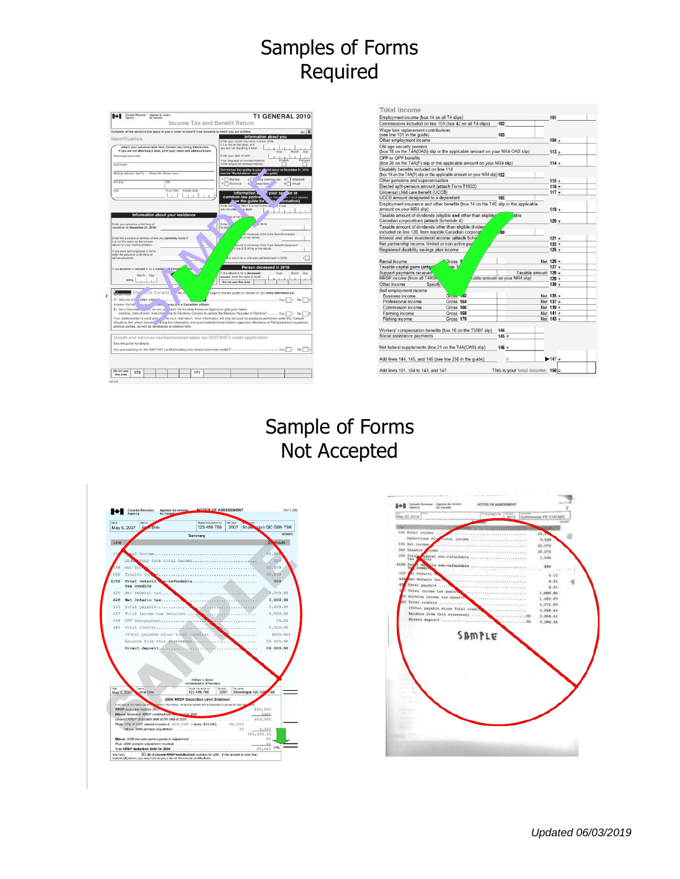# Samples of Forms Required

# Sample of Forms Not Accepted

*Updated 06/03/2019*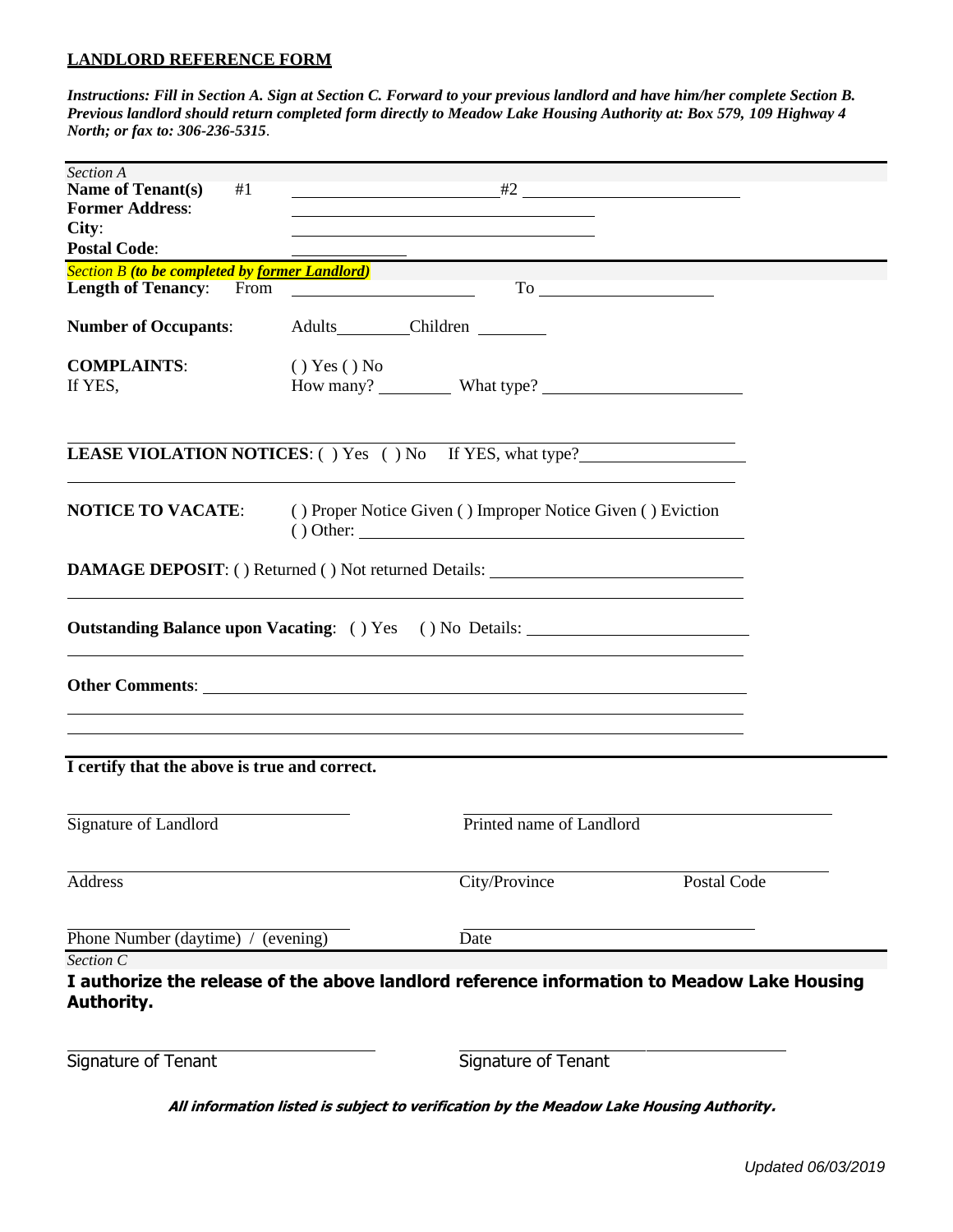## LANDLORD REFERENCE FORM

***Instructions: Fill in Section A. Sign at Section C. Forward to your previous landlord and have him/her complete Section B. Previous landlord should return completed form directly to Meadow Lake Housing Authority at: Box 579, 109 Highway 4 North; or fax to: 306-236-5315***.

*Section A*

**Name of Tenant(s)** #1 ________________________ #2 ________________________

**Former Address**: ________________________

**City**: ________________________

**Postal Code**: ______________

*Section B **(to be completed by former Landlord)***

**Length of Tenancy**: From ____________________ To ____________________

**Number of Occupants**: Adults________ Children ________

**COMPLAINTS**: ( ) Yes ( ) No

If YES, How many? ________ What type? ________________________

________________________________________________________________

**LEASE VIOLATION NOTICES**: ( ) Yes ( ) No If YES, what type? __________________

________________________________________________________________

**NOTICE TO VACATE**: ( ) Proper Notice Given ( ) Improper Notice Given ( ) Eviction ( ) Other: ________________________

**DAMAGE DEPOSIT**: ( ) Returned ( ) Not returned Details: ____________________________

________________________________________________________________

**Outstanding Balance upon Vacating**: ( ) Yes ( ) No Details: ________________________

________________________________________________________________

**Other Comments**: ________________________________________________________________

________________________________________________________________

________________________________________________________________

**I certify that the above is true and correct.**

________________________ ________________________

Signature of Landlord Printed name of Landlord

________________________________________________________________

Address City/Province Postal Code

________________________ ________________________

Phone Number (daytime) / (evening) Date

*Section C*

**I authorize the release of the above landlord reference information to Meadow Lake Housing Authority.**

________________________ ________________________

Signature of Tenant Signature of Tenant

***All information listed is subject to verification by the Meadow Lake Housing Authority.***

*Updated 06/03/2019*